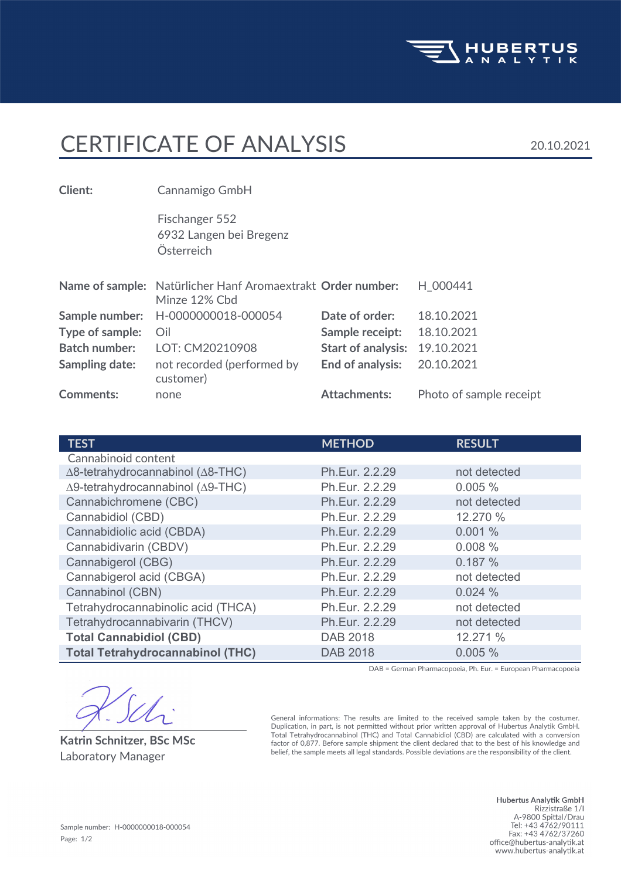HUBERTUS ANALYTIK

# CERTIFICATE OF ANALYSIS

20.10.2021

**Client:** Cannamigo GmbH

Fischanger 552
6932 Langen bei Bregenz
Österreich

| | | | |
|---|---|---|---|
| **Name of sample:** | Natürlicher Hanf Aromaextrakt Minze 12% Cbd | **Order number:** | H_000441 |
| **Sample number:** | H-0000000018-000054 | **Date of order:** | 18.10.2021 |
| **Type of sample:** | Oil | **Sample receipt:** | 18.10.2021 |
| **Batch number:** | LOT: CM20210908 | **Start of analysis:** | 19.10.2021 |
| **Sampling date:** | not recorded (performed by customer) | **End of analysis:** | 20.10.2021 |
| **Comments:** | none | **Attachments:** | Photo of sample receipt |

| TEST | METHOD | RESULT |
|---|---|---|
| Cannabinoid content | | |
| $\Delta$8-tetrahydrocannabinol ($\Delta$8-THC) | Ph.Eur. 2.2.29 | not detected |
| $\Delta$9-tetrahydrocannabinol ($\Delta$9-THC) | Ph.Eur. 2.2.29 | 0.005 % |
| Cannabichromene (CBC) | Ph.Eur. 2.2.29 | not detected |
| Cannabidiol (CBD) | Ph.Eur. 2.2.29 | 12.270 % |
| Cannabidiolic acid (CBDA) | Ph.Eur. 2.2.29 | 0.001 % |
| Cannabidivarin (CBDV) | Ph.Eur. 2.2.29 | 0.008 % |
| Cannabigerol (CBG) | Ph.Eur. 2.2.29 | 0.187 % |
| Cannabigerol acid (CBGA) | Ph.Eur. 2.2.29 | not detected |
| Cannabinol (CBN) | Ph.Eur. 2.2.29 | 0.024 % |
| Tetrahydrocannabinolic acid (THCA) | Ph.Eur. 2.2.29 | not detected |
| Tetrahydrocannabivarin (THCV) | Ph.Eur. 2.2.29 | not detected |
| **Total Cannabidiol (CBD)** | DAB 2018 | 12.271 % |
| **Total Tetrahydrocannabinol (THC)** | DAB 2018 | 0.005 % |

DAB = German Pharmacopoeia, Ph. Eur. = European Pharmacopoeia

**Katrin Schnitzer, BSc MSc**
Laboratory Manager

General informations: The results are limited to the received sample taken by the costumer. Duplication, in part, is not permitted without prior written approval of Hubertus Analytik GmbH. Total Tetrahydrocannabinol (THC) and Total Cannabidiol (CBD) are calculated with a conversion factor of 0,877. Before sample shipment the client declared that to the best of his knowledge and belief, the sample meets all legal standards. Possible deviations are the responsibility of the client.

Sample number: H-0000000018-000054

**Hubertus Analytik GmbH**
Rizzistraße 1/I
A-9800 Spittal/Drau
Tel: +43 4762/90111
Fax: +43 4762/37260
office@hubertus-analytik.at
www.hubertus-analytik.at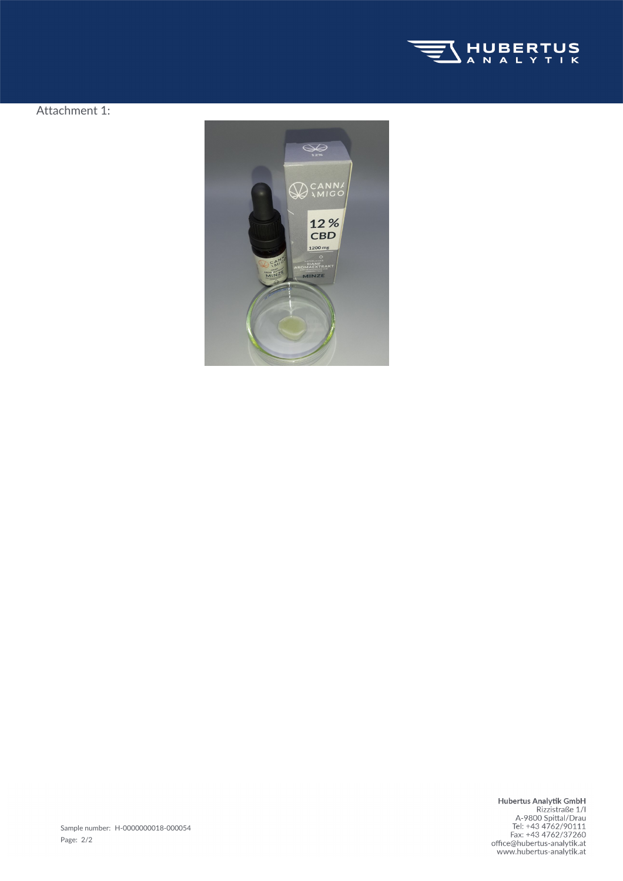Attachment 1:

Hubertus Analytik GmbH
Rizzistraße 1/I
A-9800 Spittal/Drau
Tel: +43 4762/90111
Fax: +43 4762/37260
office@hubertus-analytik.at
www.hubertus-analytik.at

Sample number: H-0000000018-000054